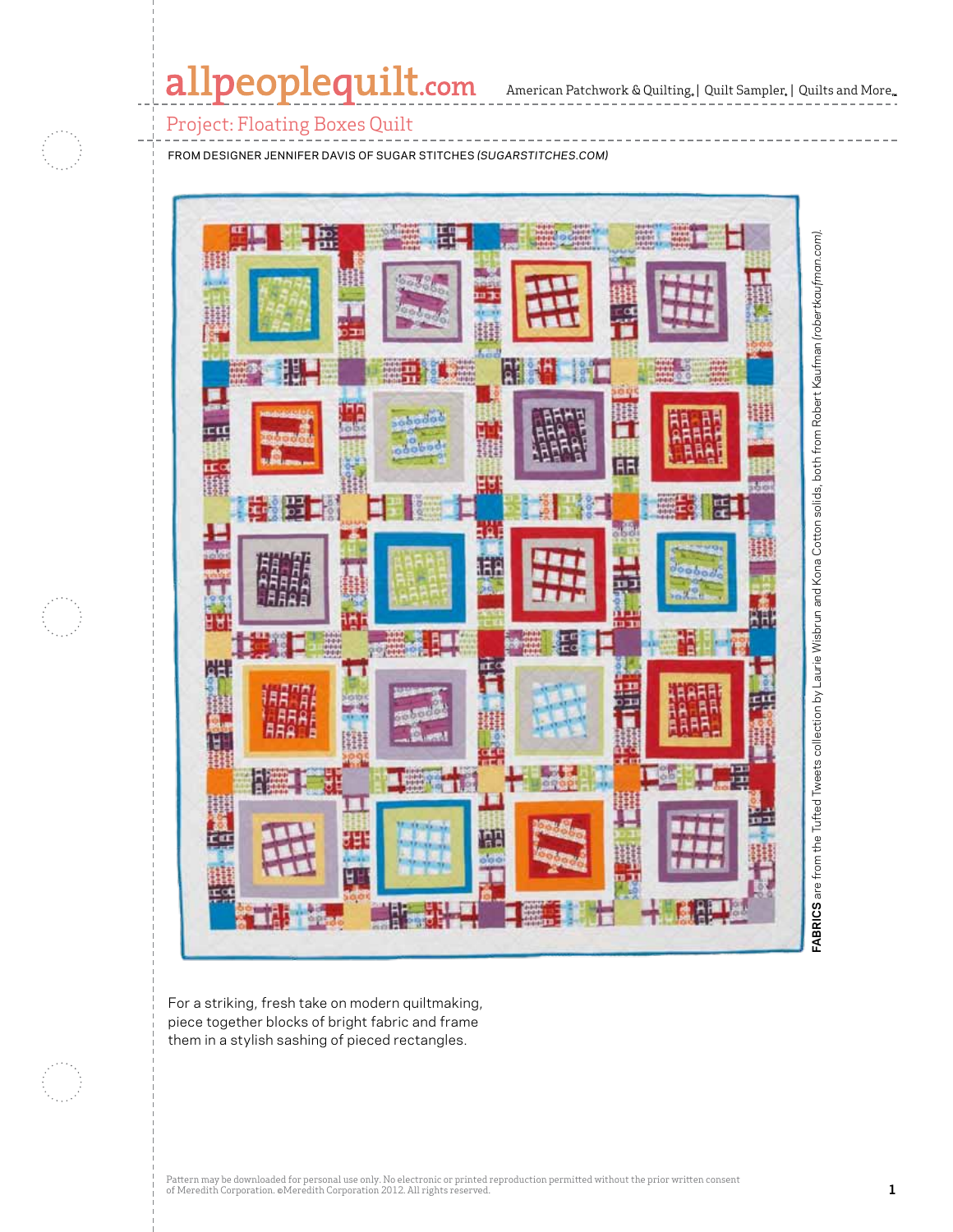# Project: Floating Boxes Quilt

FROM DESIGNER JENNIFER DAVIS OF SUGAR STITCHES *(SUGARSTITCHES.COM)*

**FABRICS** are from the Tufted Tweets collection by Laurie Wisbrun and Kona Cotton solids, both from Robert Kaufman *(robertkaufman.com)*.

For a striking, fresh take on modern quiltmaking, piece together blocks of bright fabric and frame them in a stylish sashing of pieced rectangles.

Pattern may be downloaded for personal use only. No electronic or printed reproduction permitted without the prior written consent of Meredith Corporation. ©Meredith Corporation 2012. All rights reserved.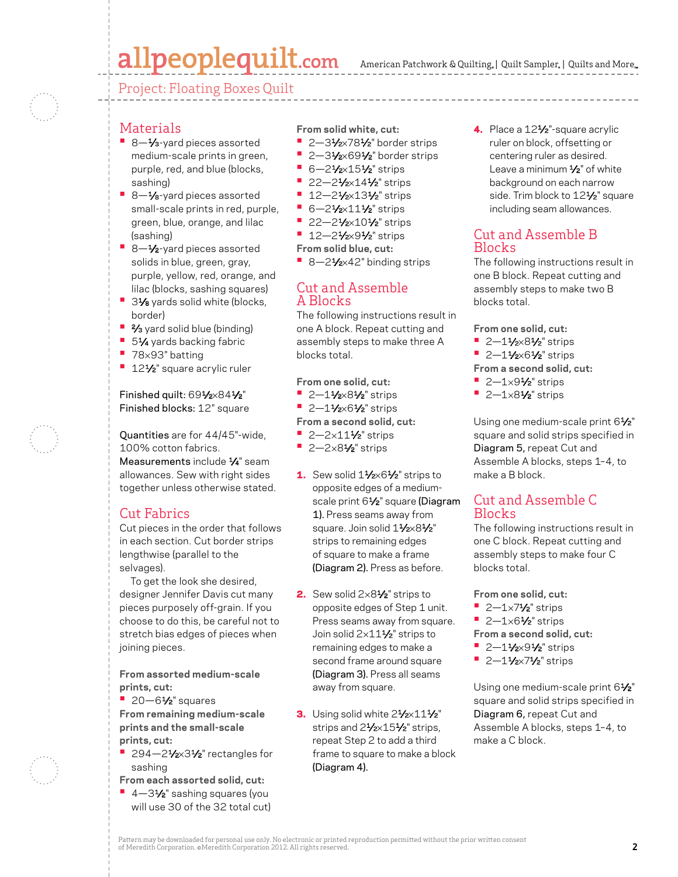## Materials

- 8—⅓-yard pieces assorted medium-scale prints in green, purple, red, and blue (blocks, sashing)
- 8—⅛-yard pieces assorted small-scale prints in red, purple, green, blue, orange, and lilac (sashing)
- 8—½-yard pieces assorted solids in blue, green, gray, purple, yellow, red, orange, and lilac (blocks, sashing squares)
- 3⅛ yards solid white (blocks, border)
- ⅔ yard solid blue (binding)
- 5¼ yards backing fabric
- 78×93" batting
- 12½" square acrylic ruler

Finished quilt: 69½×84½"
Finished blocks: 12" square

Quantities are for 44/45"-wide, 100% cotton fabrics.
Measurements include ¼" seam allowances. Sew with right sides together unless otherwise stated.

## Cut Fabrics

Cut pieces in the order that follows in each section. Cut border strips lengthwise (parallel to the selvages).

To get the look she desired, designer Jennifer Davis cut many pieces purposely off-grain. If you choose to do this, be careful not to stretch bias edges of pieces when joining pieces.

**From assorted medium-scale prints, cut:**
- 20—6½" squares

**From remaining medium-scale prints and the small-scale prints, cut:**
- 294—2½×3½" rectangles for sashing

**From each assorted solid, cut:**
- 4—3½" sashing squares (you will use 30 of the 32 total cut)

**From solid white, cut:**
- 2—3½×78½" border strips
- 2—3½×69½" border strips
- 6—2½×15½" strips
- 22—2½×14½" strips
- 12—2½×13½" strips
- 6—2½×11½" strips
- 22—2½×10½" strips
- 12—2½×9½" strips

**From solid blue, cut:**
- 8—2½×42" binding strips

## Cut and Assemble A Blocks

The following instructions result in one A block. Repeat cutting and assembly steps to make three A blocks total.

**From one solid, cut:**
- 2—1½×8½" strips
- 2—1½×6½" strips

**From a second solid, cut:**
- 2—2×11½" strips
- 2—2×8½" strips

1. Sew solid 1½×6½" strips to opposite edges of a medium-scale print 6½" square **(Diagram 1).** Press seams away from square. Join solid 1½×8½" strips to remaining edges of square to make a frame **(Diagram 2).** Press as before.

2. Sew solid 2×8½" strips to opposite edges of Step 1 unit. Press seams away from square. Join solid 2×11½" strips to remaining edges to make a second frame around square **(Diagram 3).** Press all seams away from square.

3. Using solid white 2½×11½" strips and 2½×15½" strips, repeat Step 2 to add a third frame to square to make a block **(Diagram 4).**

4. Place a 12½"-square acrylic ruler on block, offsetting or centering ruler as desired. Leave a minimum ½" of white background on each narrow side. Trim block to 12½" square including seam allowances.

## Cut and Assemble B Blocks

The following instructions result in one B block. Repeat cutting and assembly steps to make two B blocks total.

**From one solid, cut:**
- 2—1½×8½" strips
- 2—1½×6½" strips

**From a second solid, cut:**
- 2—1×9½" strips
- 2—1×8½" strips

Using one medium-scale print 6½" square and solid strips specified in **Diagram 5,** repeat Cut and Assemble A blocks, steps 1–4, to make a B block.

## Cut and Assemble C Blocks

The following instructions result in one C block. Repeat cutting and assembly steps to make four C blocks total.

**From one solid, cut:**
- 2—1×7½" strips
- 2—1×6½" strips

**From a second solid, cut:**
- 2—1½×9½" strips
- 2—1½×7½" strips

Using one medium-scale print 6½" square and solid strips specified in **Diagram 6,** repeat Cut and Assemble A blocks, steps 1–4, to make a C block.

Pattern may be downloaded for personal use only. No electronic or printed reproduction permitted without the prior written consent of Meredith Corporation. ©Meredith Corporation 2012. All rights reserved.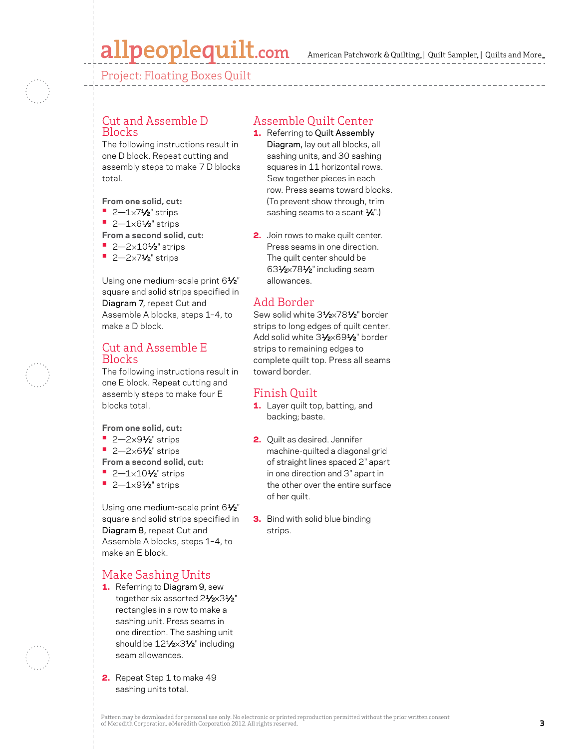## Cut and Assemble D Blocks

The following instructions result in one D block. Repeat cutting and assembly steps to make 7 D blocks total.

**From one solid, cut:**

- 2—1×7½" strips
- 2—1×6½" strips

**From a second solid, cut:**

- 2—2×10½" strips
- 2—2×7½" strips

Using one medium-scale print 6½" square and solid strips specified in **Diagram 7,** repeat Cut and Assemble A blocks, steps 1–4, to make a D block.

## Cut and Assemble E Blocks

The following instructions result in one E block. Repeat cutting and assembly steps to make four E blocks total.

**From one solid, cut:**

- 2—2×9½" strips
- 2—2×6½" strips

**From a second solid, cut:**

- 2—1×10½" strips
- 2—1×9½" strips

Using one medium-scale print 6½" square and solid strips specified in **Diagram 8,** repeat Cut and Assemble A blocks, steps 1–4, to make an E block.

## Make Sashing Units

1. Referring to **Diagram 9,** sew together six assorted 2½×3½" rectangles in a row to make a sashing unit. Press seams in one direction. The sashing unit should be 12½×3½" including seam allowances.
2. Repeat Step 1 to make 49 sashing units total.

## Assemble Quilt Center

1. Referring to **Quilt Assembly Diagram,** lay out all blocks, all sashing units, and 30 sashing squares in 11 horizontal rows. Sew together pieces in each row. Press seams toward blocks. (To prevent show through, trim sashing seams to a scant ¼".)
2. Join rows to make quilt center. Press seams in one direction. The quilt center should be 63½×78½" including seam allowances.

## Add Border

Sew solid white 3½×78½" border strips to long edges of quilt center. Add solid white 3½×69½" border strips to remaining edges to complete quilt top. Press all seams toward border.

## Finish Quilt

1. Layer quilt top, batting, and backing; baste.
2. Quilt as desired. Jennifer machine-quilted a diagonal grid of straight lines spaced 2" apart in one direction and 3" apart in the other direction over the entire surface of her quilt.
3. Bind with solid blue binding strips.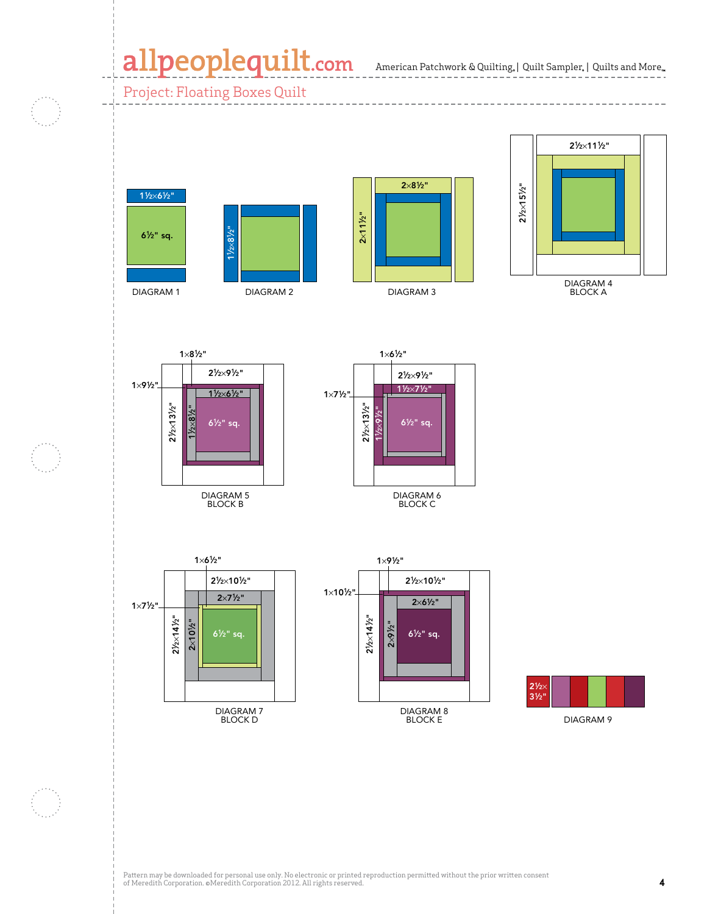Project: Floating Boxes Quilt

1½×6½"

6½" sq.

DIAGRAM 1

1½×8½"

DIAGRAM 2

2×8½"

2×11½"

DIAGRAM 3

2½×11½"

2½×15½"

DIAGRAM 4
BLOCK A

1×8½"

2½×9½"

1×9½"

1½×6½"

2½×13½"

1½×8½"

6½" sq.

DIAGRAM 5
BLOCK B

1×6½"

2½×9½"

1½×7½"

1×7½"

2½×13½"

1½×9½"

6½" sq.

DIAGRAM 6
BLOCK C

1×6½"

2½×10½"

2×7½"

1×7½"

2½×14½"

2×10½"

6½" sq.

DIAGRAM 7
BLOCK D

1×9½"

2½×10½"

1×10½"

2×6½"

2½×14½"

2×9½"

6½" sq.

DIAGRAM 8
BLOCK E

2½×3½"

DIAGRAM 9

Pattern may be downloaded for personal use only. No electronic or printed reproduction permitted without the prior written consent of Meredith Corporation. ©Meredith Corporation 2012. All rights reserved.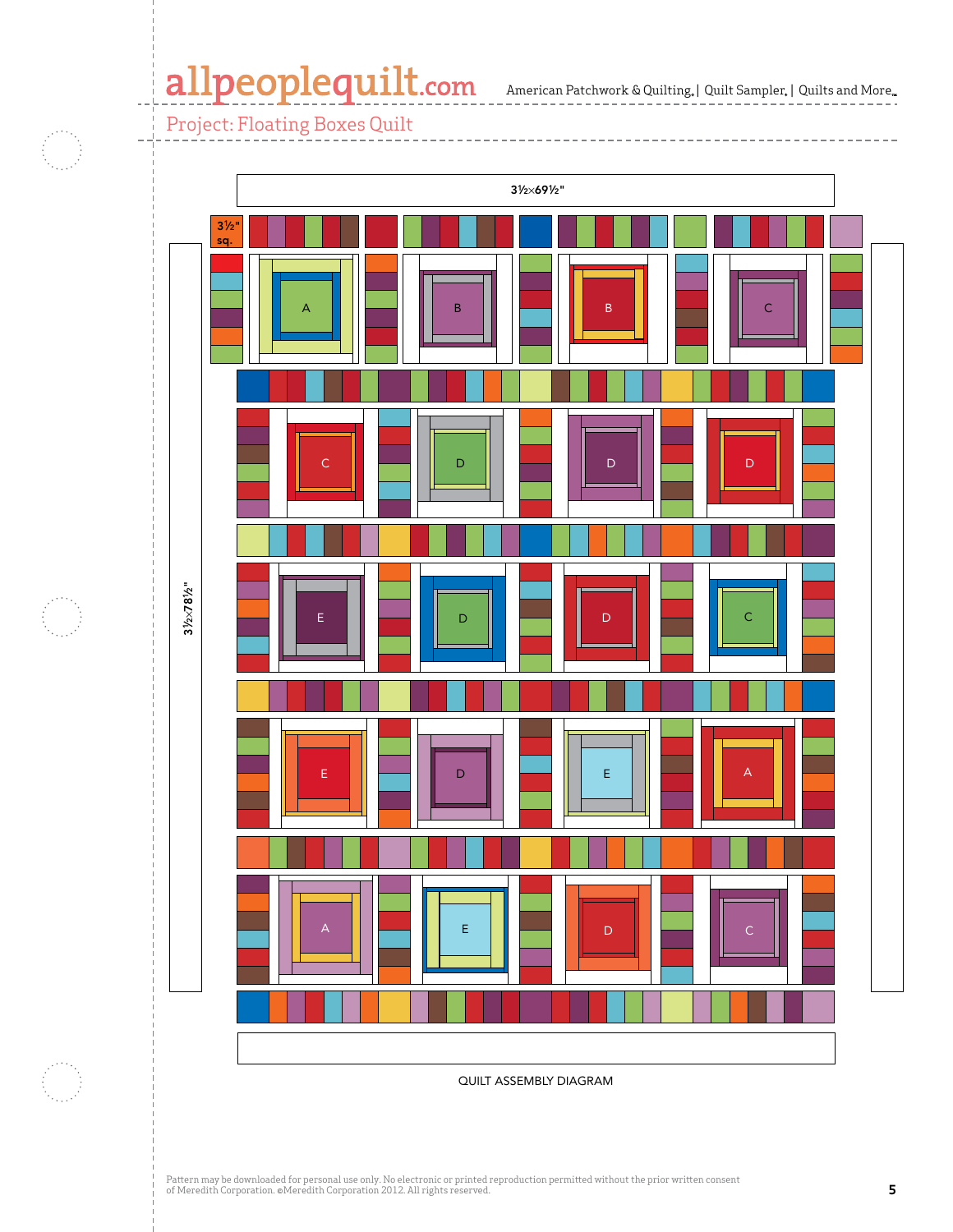Project: Floating Boxes Quilt

3½×69½"

3½" sq.

3½×78½"

A

B

B

C

C

D

D

D

E

D

D

C

E

D

E

A

A

E

D

C

QUILT ASSEMBLY DIAGRAM

Pattern may be downloaded for personal use only. No electronic or printed reproduction permitted without the prior written consent of Meredith Corporation. ©Meredith Corporation 2012. All rights reserved.